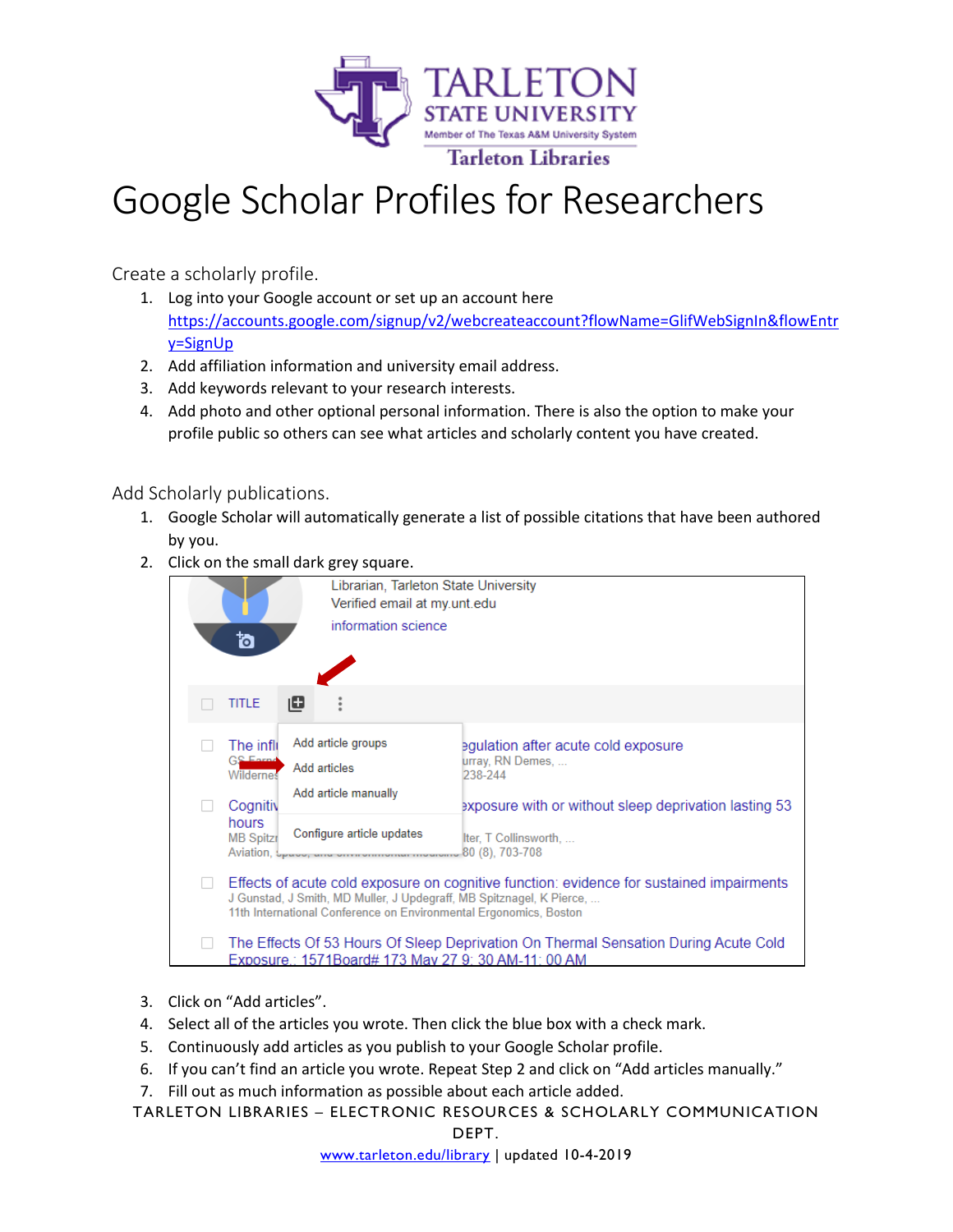# Google Scholar Profiles for Researchers

## Create a scholarly profile.

1. Log into your Google account or set up an account here https://accounts.google.com/signup/v2/webcreateaccount?flowName=GlifWebSignIn&flowEntry=SignUp
2. Add affiliation information and university email address.
3. Add keywords relevant to your research interests.
4. Add photo and other optional personal information. There is also the option to make your profile public so others can see what articles and scholarly content you have created.

## Add Scholarly publications.

1. Google Scholar will automatically generate a list of possible citations that have been authored by you.
2. Click on the small dark grey square.
3. Click on "Add articles".
4. Select all of the articles you wrote. Then click the blue box with a check mark.
5. Continuously add articles as you publish to your Google Scholar profile.
6. If you can't find an article you wrote. Repeat Step 2 and click on "Add articles manually."
7. Fill out as much information as possible about each article added.

TARLETON LIBRARIES – ELECTRONIC RESOURCES & SCHOLARLY COMMUNICATION DEPT.

www.tarleton.edu/library | updated 10-4-2019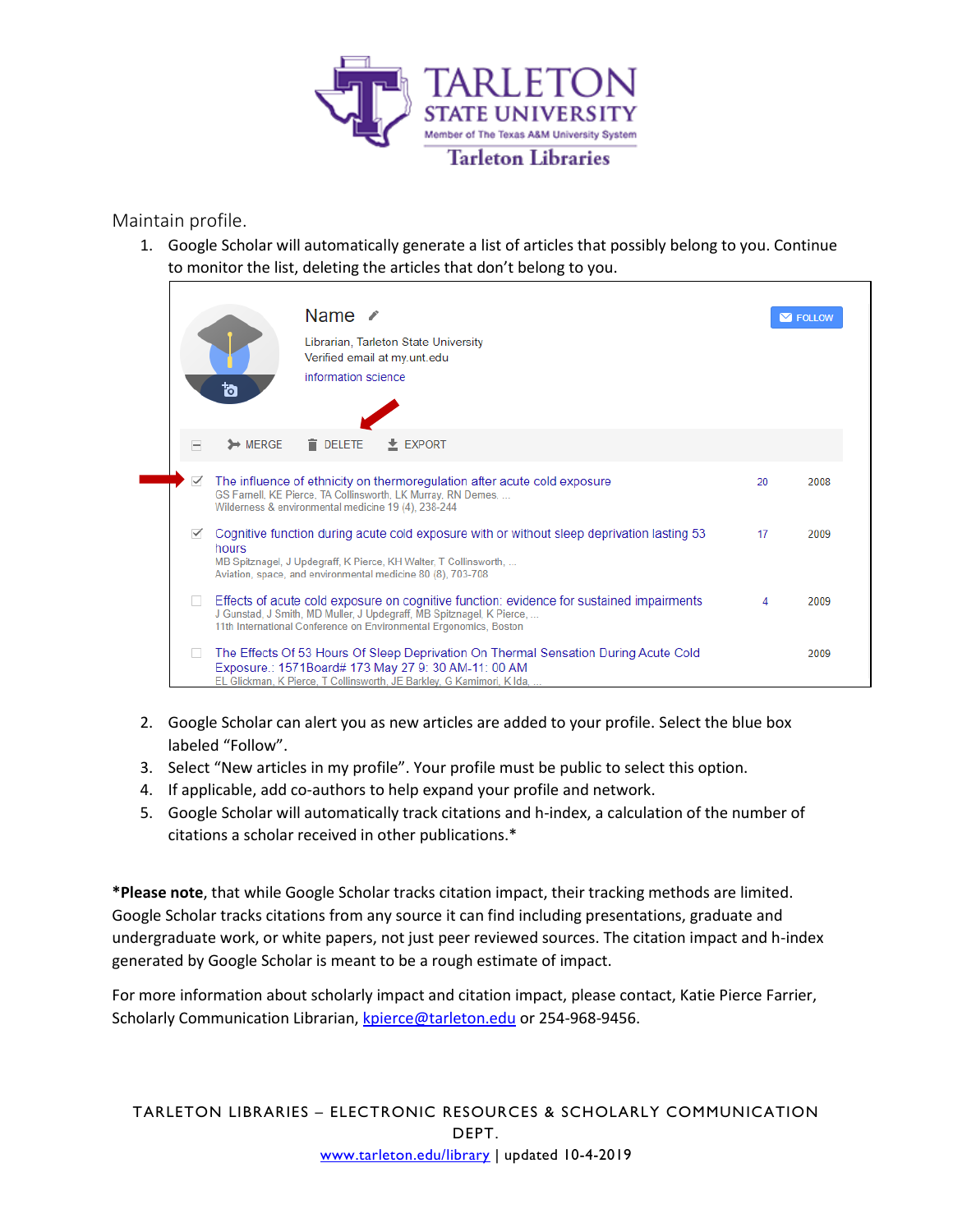Maintain profile.

1. Google Scholar will automatically generate a list of articles that possibly belong to you. Continue to monitor the list, deleting the articles that don't belong to you.
2. Google Scholar can alert you as new articles are added to your profile. Select the blue box labeled "Follow".
3. Select "New articles in my profile". Your profile must be public to select this option.
4. If applicable, add co-authors to help expand your profile and network.
5. Google Scholar will automatically track citations and h-index, a calculation of the number of citations a scholar received in other publications.*

***Please note**, that while Google Scholar tracks citation impact, their tracking methods are limited. Google Scholar tracks citations from any source it can find including presentations, graduate and undergraduate work, or white papers, not just peer reviewed sources. The citation impact and h-index generated by Google Scholar is meant to be a rough estimate of impact.

For more information about scholarly impact and citation impact, please contact, Katie Pierce Farrier, Scholarly Communication Librarian, kpierce@tarleton.edu or 254-968-9456.